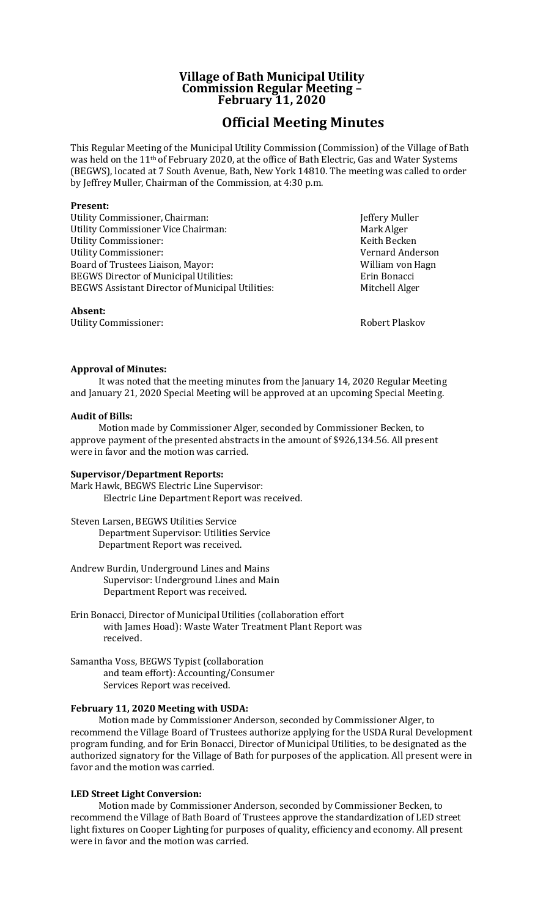# Village of Bath Municipal Utility Commission Regular Meeting – February 11, 2020

## Official Meeting Minutes

This Regular Meeting of the Municipal Utility Commission (Commission) of the Village of Bath was held on the 11th of February 2020, at the office of Bath Electric, Gas and Water Systems (BEGWS), located at 7 South Avenue, Bath, New York 14810. The meeting was called to order by Jeffrey Muller, Chairman of the Commission, at 4:30 p.m.

**Present:**

| | |
|---|---|
| Utility Commissioner, Chairman: | Jeffery Muller |
| Utility Commissioner Vice Chairman: | Mark Alger |
| Utility Commissioner: | Keith Becken |
| Utility Commissioner: | Vernard Anderson |
| Board of Trustees Liaison, Mayor: | William von Hagn |
| BEGWS Director of Municipal Utilities: | Erin Bonacci |
| BEGWS Assistant Director of Municipal Utilities: | Mitchell Alger |

**Absent:**

| | |
|---|---|
| Utility Commissioner: | Robert Plaskov |

**Approval of Minutes:**

It was noted that the meeting minutes from the January 14, 2020 Regular Meeting and January 21, 2020 Special Meeting will be approved at an upcoming Special Meeting.

**Audit of Bills:**

Motion made by Commissioner Alger, seconded by Commissioner Becken, to approve payment of the presented abstracts in the amount of $926,134.56. All present were in favor and the motion was carried.

**Supervisor/Department Reports:**

Mark Hawk, BEGWS Electric Line Supervisor:
Electric Line Department Report was received.

Steven Larsen, BEGWS Utilities Service Department Supervisor: Utilities Service Department Report was received.

Andrew Burdin, Underground Lines and Mains Supervisor: Underground Lines and Main Department Report was received.

Erin Bonacci, Director of Municipal Utilities (collaboration effort with James Hoad): Waste Water Treatment Plant Report was received.

Samantha Voss, BEGWS Typist (collaboration and team effort): Accounting/Consumer Services Report was received.

**February 11, 2020 Meeting with USDA:**

Motion made by Commissioner Anderson, seconded by Commissioner Alger, to recommend the Village Board of Trustees authorize applying for the USDA Rural Development program funding, and for Erin Bonacci, Director of Municipal Utilities, to be designated as the authorized signatory for the Village of Bath for purposes of the application. All present were in favor and the motion was carried.

**LED Street Light Conversion:**

Motion made by Commissioner Anderson, seconded by Commissioner Becken, to recommend the Village of Bath Board of Trustees approve the standardization of LED street light fixtures on Cooper Lighting for purposes of quality, efficiency and economy. All present were in favor and the motion was carried.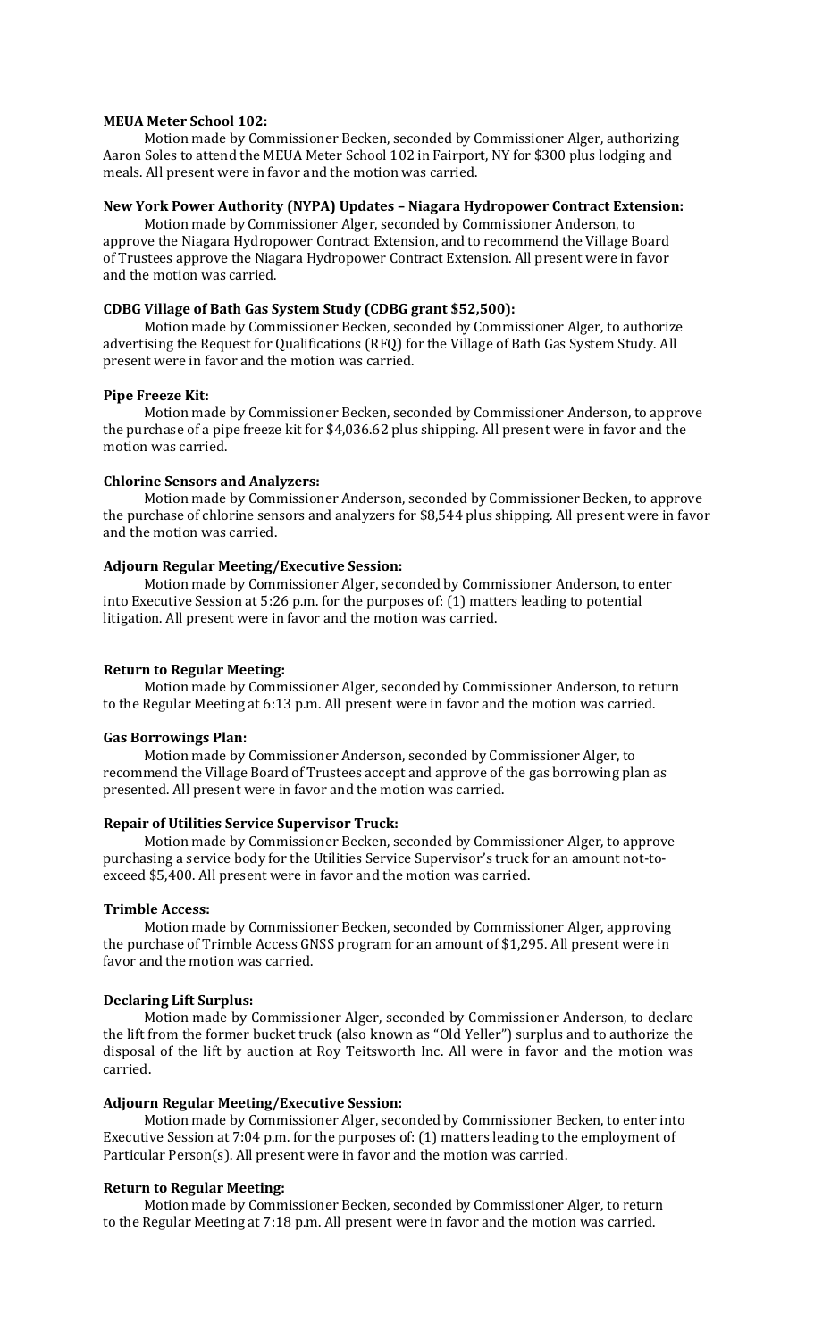**MEUA Meter School 102:**

Motion made by Commissioner Becken, seconded by Commissioner Alger, authorizing Aaron Soles to attend the MEUA Meter School 102 in Fairport, NY for $300 plus lodging and meals. All present were in favor and the motion was carried.

**New York Power Authority (NYPA) Updates – Niagara Hydropower Contract Extension:**

Motion made by Commissioner Alger, seconded by Commissioner Anderson, to approve the Niagara Hydropower Contract Extension, and to recommend the Village Board of Trustees approve the Niagara Hydropower Contract Extension. All present were in favor and the motion was carried.

**CDBG Village of Bath Gas System Study (CDBG grant $52,500):**

Motion made by Commissioner Becken, seconded by Commissioner Alger, to authorize advertising the Request for Qualifications (RFQ) for the Village of Bath Gas System Study. All present were in favor and the motion was carried.

**Pipe Freeze Kit:**

Motion made by Commissioner Becken, seconded by Commissioner Anderson, to approve the purchase of a pipe freeze kit for $4,036.62 plus shipping. All present were in favor and the motion was carried.

**Chlorine Sensors and Analyzers:**

Motion made by Commissioner Anderson, seconded by Commissioner Becken, to approve the purchase of chlorine sensors and analyzers for $8,544 plus shipping. All present were in favor and the motion was carried.

**Adjourn Regular Meeting/Executive Session:**

Motion made by Commissioner Alger, seconded by Commissioner Anderson, to enter into Executive Session at 5:26 p.m. for the purposes of: (1) matters leading to potential litigation. All present were in favor and the motion was carried.

**Return to Regular Meeting:**

Motion made by Commissioner Alger, seconded by Commissioner Anderson, to return to the Regular Meeting at 6:13 p.m. All present were in favor and the motion was carried.

**Gas Borrowings Plan:**

Motion made by Commissioner Anderson, seconded by Commissioner Alger, to recommend the Village Board of Trustees accept and approve of the gas borrowing plan as presented. All present were in favor and the motion was carried.

**Repair of Utilities Service Supervisor Truck:**

Motion made by Commissioner Becken, seconded by Commissioner Alger, to approve purchasing a service body for the Utilities Service Supervisor's truck for an amount not-to-exceed $5,400. All present were in favor and the motion was carried.

**Trimble Access:**

Motion made by Commissioner Becken, seconded by Commissioner Alger, approving the purchase of Trimble Access GNSS program for an amount of $1,295. All present were in favor and the motion was carried.

**Declaring Lift Surplus:**

Motion made by Commissioner Alger, seconded by Commissioner Anderson, to declare the lift from the former bucket truck (also known as "Old Yeller") surplus and to authorize the disposal of the lift by auction at Roy Teitsworth Inc. All were in favor and the motion was carried.

**Adjourn Regular Meeting/Executive Session:**

Motion made by Commissioner Alger, seconded by Commissioner Becken, to enter into Executive Session at 7:04 p.m. for the purposes of: (1) matters leading to the employment of Particular Person(s). All present were in favor and the motion was carried.

**Return to Regular Meeting:**

Motion made by Commissioner Becken, seconded by Commissioner Alger, to return to the Regular Meeting at 7:18 p.m. All present were in favor and the motion was carried.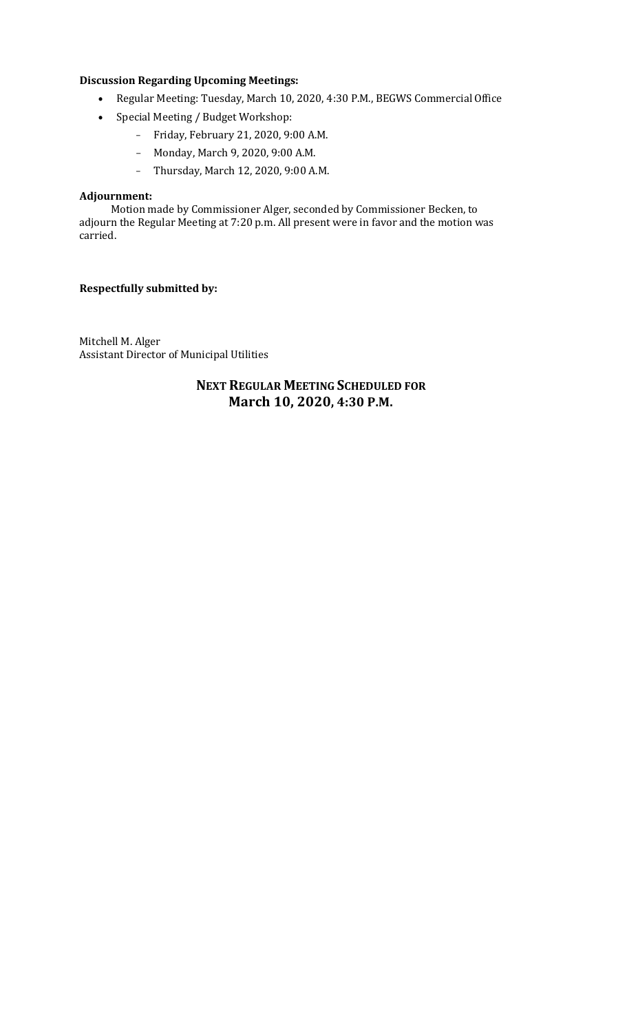**Discussion Regarding Upcoming Meetings:**

- Regular Meeting: Tuesday, March 10, 2020, 4:30 P.M., BEGWS Commercial Office
- Special Meeting / Budget Workshop:
  - Friday, February 21, 2020, 9:00 A.M.
  - Monday, March 9, 2020, 9:00 A.M.
  - Thursday, March 12, 2020, 9:00 A.M.

**Adjournment:**

Motion made by Commissioner Alger, seconded by Commissioner Becken, to adjourn the Regular Meeting at 7:20 p.m. All present were in favor and the motion was carried.

**Respectfully submitted by:**

Mitchell M. Alger
Assistant Director of Municipal Utilities

**NEXT REGULAR MEETING SCHEDULED FOR**
**March 10, 2020, 4:30 P.M.**